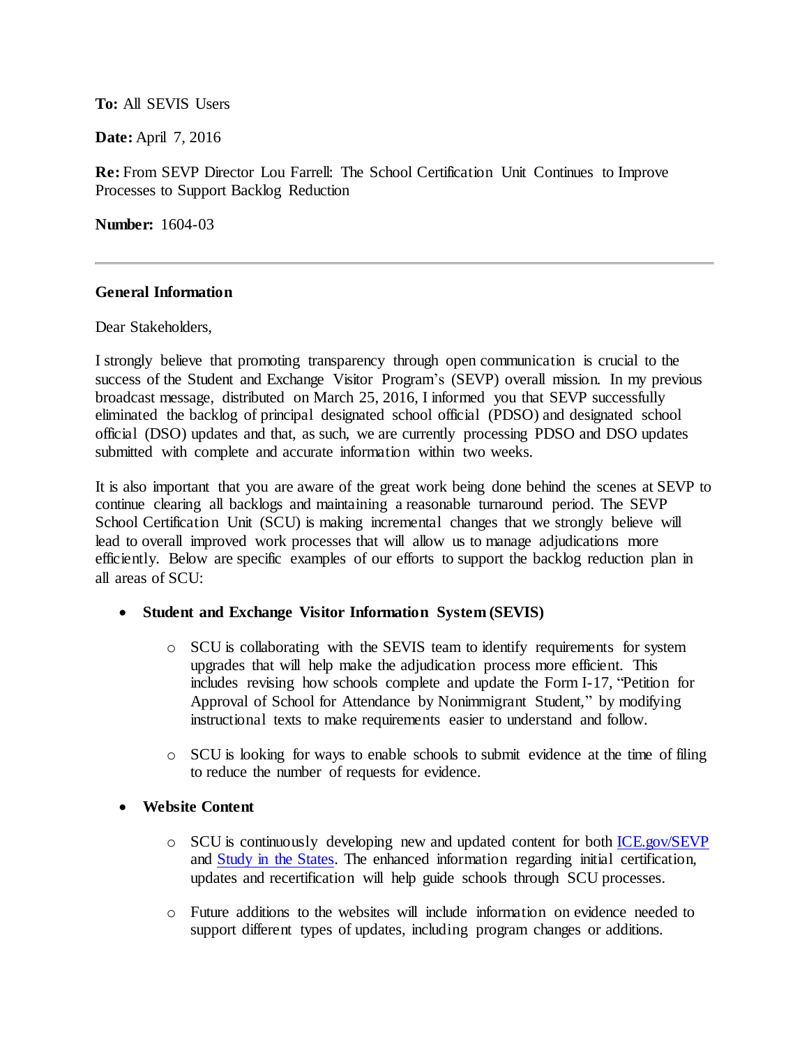**To:** All SEVIS Users

**Date:** April 7, 2016

**Re:** From SEVP Director Lou Farrell: The School Certification Unit Continues to Improve Processes to Support Backlog Reduction

**Number:** 1604-03

---

**General Information**

Dear Stakeholders,

I strongly believe that promoting transparency through open communication is crucial to the success of the Student and Exchange Visitor Program's (SEVP) overall mission. In my previous broadcast message, distributed on March 25, 2016, I informed you that SEVP successfully eliminated the backlog of principal designated school official (PDSO) and designated school official (DSO) updates and that, as such, we are currently processing PDSO and DSO updates submitted with complete and accurate information within two weeks.

It is also important that you are aware of the great work being done behind the scenes at SEVP to continue clearing all backlogs and maintaining a reasonable turnaround period. The SEVP School Certification Unit (SCU) is making incremental changes that we strongly believe will lead to overall improved work processes that will allow us to manage adjudications more efficiently. Below are specific examples of our efforts to support the backlog reduction plan in all areas of SCU:

- **Student and Exchange Visitor Information System (SEVIS)**
  - SCU is collaborating with the SEVIS team to identify requirements for system upgrades that will help make the adjudication process more efficient. This includes revising how schools complete and update the Form I-17, "Petition for Approval of School for Attendance by Nonimmigrant Student," by modifying instructional texts to make requirements easier to understand and follow.
  - SCU is looking for ways to enable schools to submit evidence at the time of filing to reduce the number of requests for evidence.
- **Website Content**
  - SCU is continuously developing new and updated content for both ICE.gov/SEVP and Study in the States. The enhanced information regarding initial certification, updates and recertification will help guide schools through SCU processes.
  - Future additions to the websites will include information on evidence needed to support different types of updates, including program changes or additions.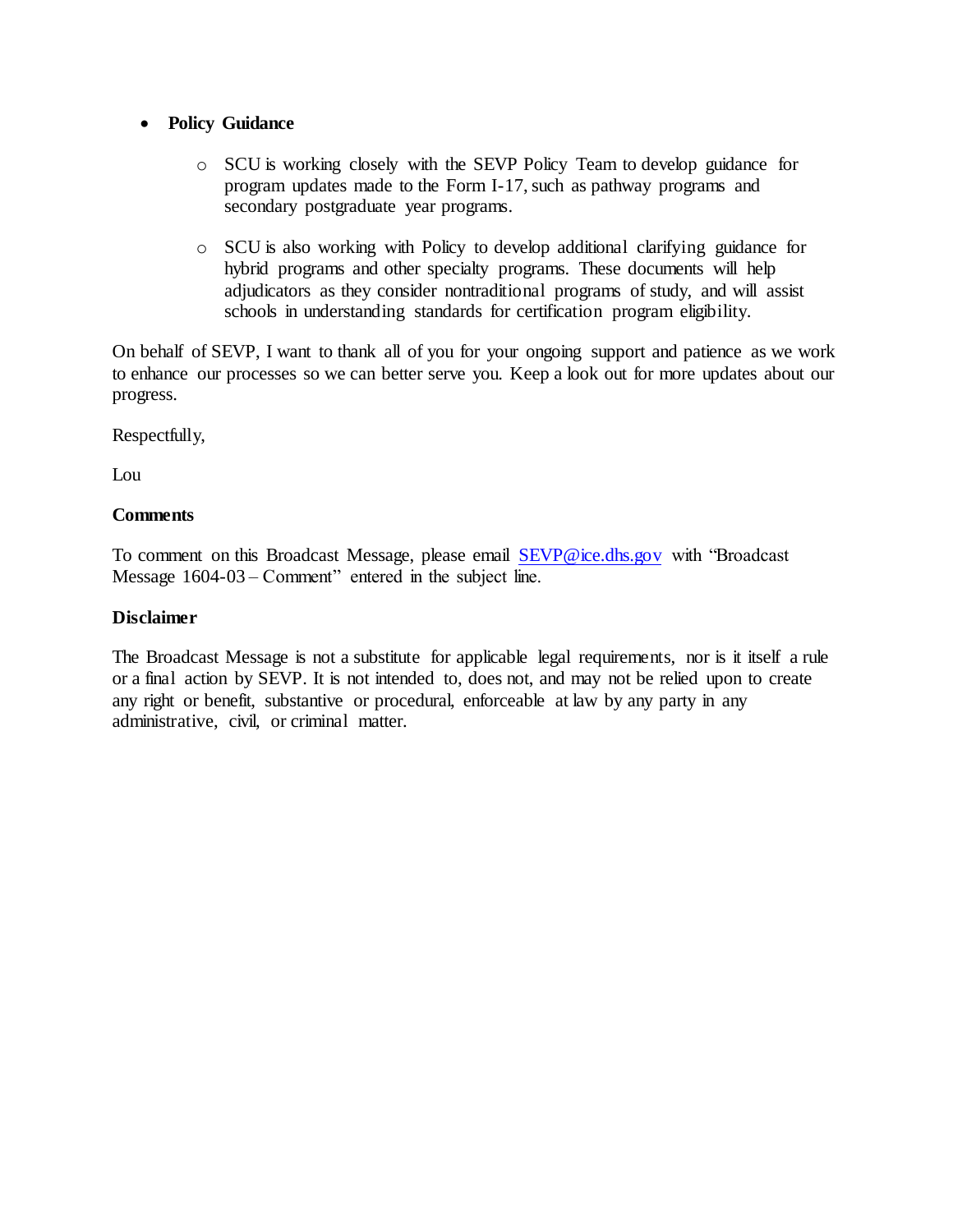- **Policy Guidance**
    - SCU is working closely with the SEVP Policy Team to develop guidance for program updates made to the Form I-17, such as pathway programs and secondary postgraduate year programs.
    - SCU is also working with Policy to develop additional clarifying guidance for hybrid programs and other specialty programs. These documents will help adjudicators as they consider nontraditional programs of study, and will assist schools in understanding standards for certification program eligibility.

On behalf of SEVP, I want to thank all of you for your ongoing support and patience as we work to enhance our processes so we can better serve you. Keep a look out for more updates about our progress.

Respectfully,

Lou

**Comments**

To comment on this Broadcast Message, please email SEVP@ice.dhs.gov with "Broadcast Message 1604-03 – Comment" entered in the subject line.

**Disclaimer**

The Broadcast Message is not a substitute for applicable legal requirements, nor is it itself a rule or a final action by SEVP. It is not intended to, does not, and may not be relied upon to create any right or benefit, substantive or procedural, enforceable at law by any party in any administrative, civil, or criminal matter.